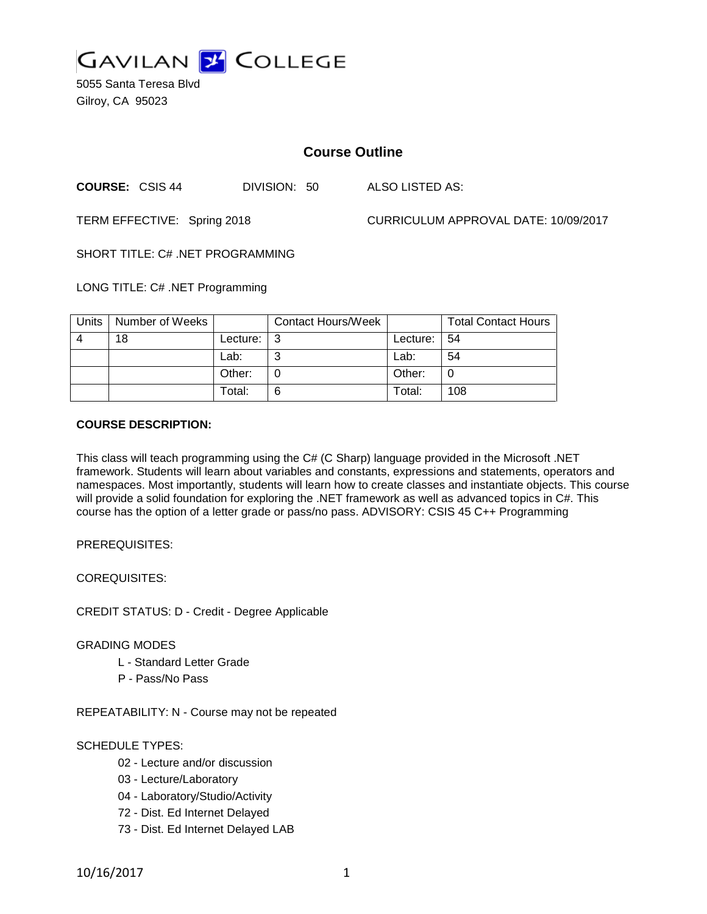GAVILAN COLLEGE

5055 Santa Teresa Blvd
Gilroy, CA 95023

# Course Outline

**COURSE:** CSIS 44 DIVISION: 50 ALSO LISTED AS:

TERM EFFECTIVE: Spring 2018 CURRICULUM APPROVAL DATE: 10/09/2017

SHORT TITLE: C# .NET PROGRAMMING

LONG TITLE: C# .NET Programming

| Units | Number of Weeks | | Contact Hours/Week | | Total Contact Hours |
|---|---|---|---|---|---|
| 4 | 18 | Lecture: | 3 | Lecture: | 54 |
| | | Lab: | 3 | Lab: | 54 |
| | | Other: | 0 | Other: | 0 |
| | | Total: | 6 | Total: | 108 |

**COURSE DESCRIPTION:**

This class will teach programming using the C# (C Sharp) language provided in the Microsoft .NET framework. Students will learn about variables and constants, expressions and statements, operators and namespaces. Most importantly, students will learn how to create classes and instantiate objects. This course will provide a solid foundation for exploring the .NET framework as well as advanced topics in C#. This course has the option of a letter grade or pass/no pass. ADVISORY: CSIS 45 C++ Programming

PREREQUISITES:

COREQUISITES:

CREDIT STATUS: D - Credit - Degree Applicable

GRADING MODES

- L - Standard Letter Grade
- P - Pass/No Pass

REPEATABILITY: N - Course may not be repeated

SCHEDULE TYPES:

- 02 - Lecture and/or discussion
- 03 - Lecture/Laboratory
- 04 - Laboratory/Studio/Activity
- 72 - Dist. Ed Internet Delayed
- 73 - Dist. Ed Internet Delayed LAB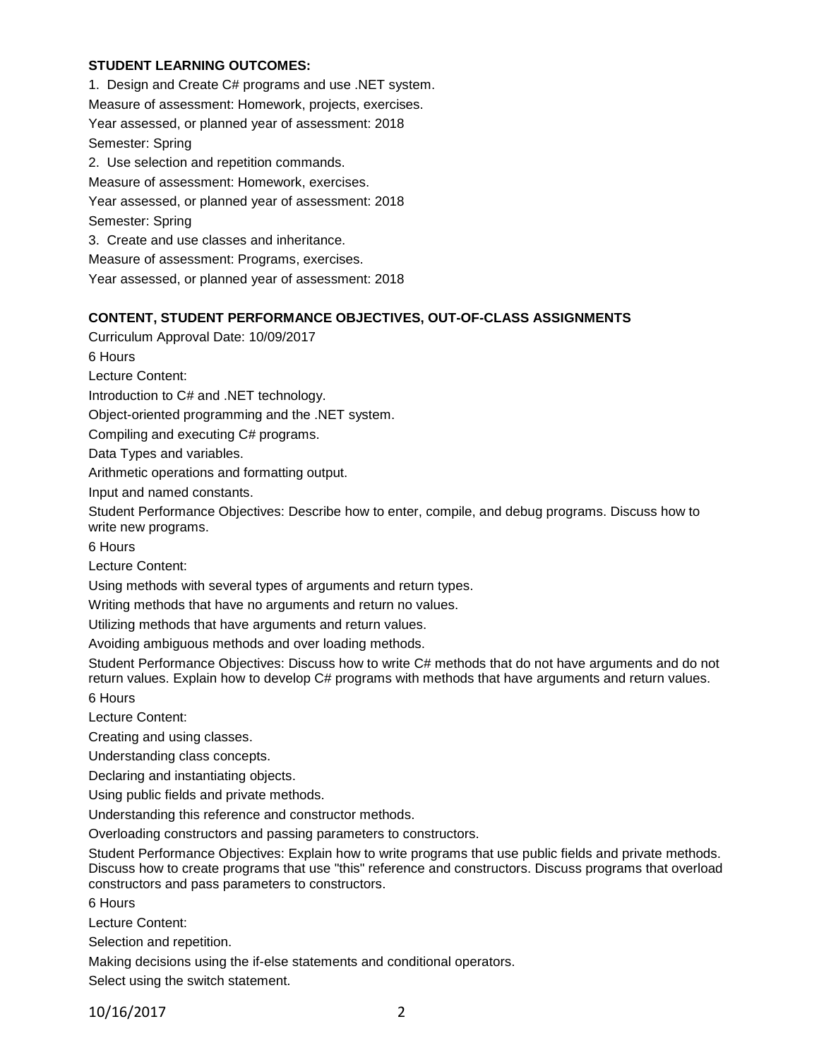**STUDENT LEARNING OUTCOMES:**

1. Design and Create C# programs and use .NET system.

Measure of assessment: Homework, projects, exercises.

Year assessed, or planned year of assessment: 2018

Semester: Spring

2. Use selection and repetition commands.

Measure of assessment: Homework, exercises.

Year assessed, or planned year of assessment: 2018

Semester: Spring

3. Create and use classes and inheritance.

Measure of assessment: Programs, exercises.

Year assessed, or planned year of assessment: 2018

**CONTENT, STUDENT PERFORMANCE OBJECTIVES, OUT-OF-CLASS ASSIGNMENTS**

Curriculum Approval Date: 10/09/2017

6 Hours

Lecture Content:

Introduction to C# and .NET technology.

Object-oriented programming and the .NET system.

Compiling and executing C# programs.

Data Types and variables.

Arithmetic operations and formatting output.

Input and named constants.

Student Performance Objectives: Describe how to enter, compile, and debug programs. Discuss how to write new programs.

6 Hours

Lecture Content:

Using methods with several types of arguments and return types.

Writing methods that have no arguments and return no values.

Utilizing methods that have arguments and return values.

Avoiding ambiguous methods and over loading methods.

Student Performance Objectives: Discuss how to write C# methods that do not have arguments and do not return values. Explain how to develop C# programs with methods that have arguments and return values.

6 Hours

Lecture Content:

Creating and using classes.

Understanding class concepts.

Declaring and instantiating objects.

Using public fields and private methods.

Understanding this reference and constructor methods.

Overloading constructors and passing parameters to constructors.

Student Performance Objectives: Explain how to write programs that use public fields and private methods. Discuss how to create programs that use "this" reference and constructors. Discuss programs that overload constructors and pass parameters to constructors.

6 Hours

Lecture Content:

Selection and repetition.

Making decisions using the if-else statements and conditional operators.

Select using the switch statement.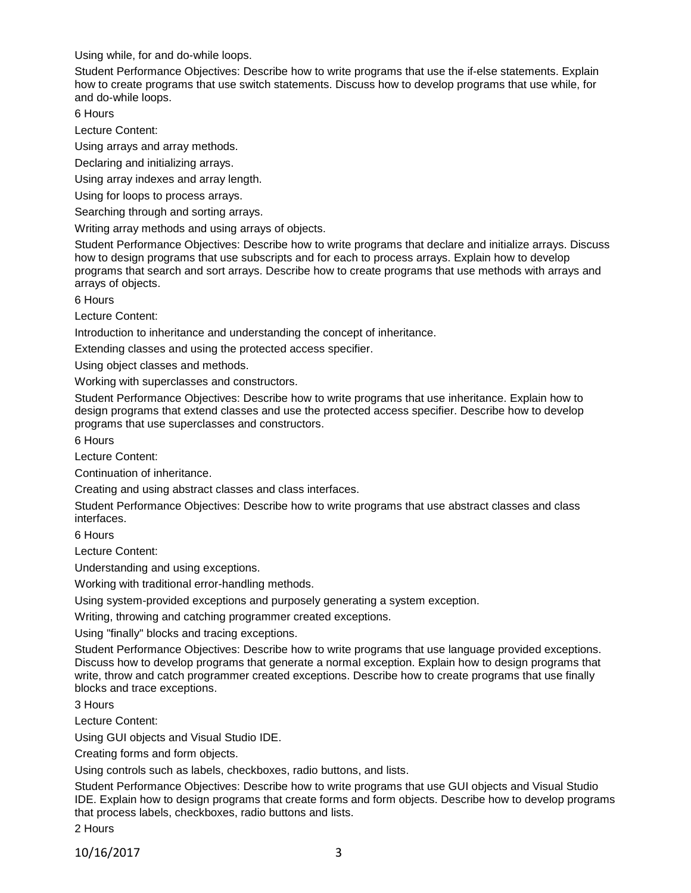Using while, for and do-while loops.

Student Performance Objectives: Describe how to write programs that use the if-else statements. Explain how to create programs that use switch statements. Discuss how to develop programs that use while, for and do-while loops.

6 Hours

Lecture Content:

Using arrays and array methods.

Declaring and initializing arrays.

Using array indexes and array length.

Using for loops to process arrays.

Searching through and sorting arrays.

Writing array methods and using arrays of objects.

Student Performance Objectives: Describe how to write programs that declare and initialize arrays. Discuss how to design programs that use subscripts and for each to process arrays. Explain how to develop programs that search and sort arrays. Describe how to create programs that use methods with arrays and arrays of objects.

6 Hours

Lecture Content:

Introduction to inheritance and understanding the concept of inheritance.

Extending classes and using the protected access specifier.

Using object classes and methods.

Working with superclasses and constructors.

Student Performance Objectives: Describe how to write programs that use inheritance. Explain how to design programs that extend classes and use the protected access specifier. Describe how to develop programs that use superclasses and constructors.

6 Hours

Lecture Content:

Continuation of inheritance.

Creating and using abstract classes and class interfaces.

Student Performance Objectives: Describe how to write programs that use abstract classes and class interfaces.

6 Hours

Lecture Content:

Understanding and using exceptions.

Working with traditional error-handling methods.

Using system-provided exceptions and purposely generating a system exception.

Writing, throwing and catching programmer created exceptions.

Using "finally" blocks and tracing exceptions.

Student Performance Objectives: Describe how to write programs that use language provided exceptions. Discuss how to develop programs that generate a normal exception. Explain how to design programs that write, throw and catch programmer created exceptions. Describe how to create programs that use finally blocks and trace exceptions.

3 Hours

Lecture Content:

Using GUI objects and Visual Studio IDE.

Creating forms and form objects.

Using controls such as labels, checkboxes, radio buttons, and lists.

Student Performance Objectives: Describe how to write programs that use GUI objects and Visual Studio IDE. Explain how to design programs that create forms and form objects. Describe how to develop programs that process labels, checkboxes, radio buttons and lists.

2 Hours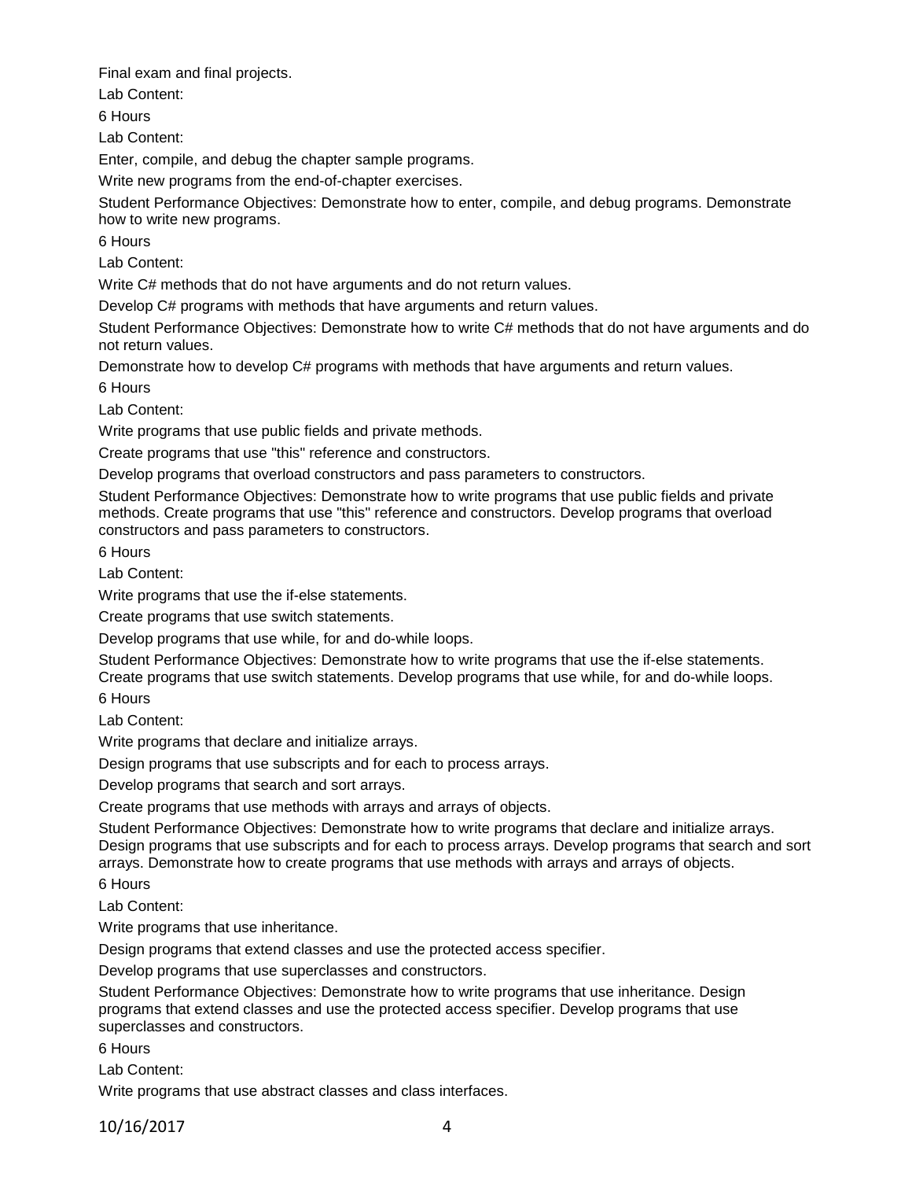Final exam and final projects.

Lab Content:

6 Hours

Lab Content:

Enter, compile, and debug the chapter sample programs.

Write new programs from the end-of-chapter exercises.

Student Performance Objectives: Demonstrate how to enter, compile, and debug programs. Demonstrate how to write new programs.

6 Hours

Lab Content:

Write C# methods that do not have arguments and do not return values.

Develop C# programs with methods that have arguments and return values.

Student Performance Objectives: Demonstrate how to write C# methods that do not have arguments and do not return values.

Demonstrate how to develop C# programs with methods that have arguments and return values.

6 Hours

Lab Content:

Write programs that use public fields and private methods.

Create programs that use "this" reference and constructors.

Develop programs that overload constructors and pass parameters to constructors.

Student Performance Objectives: Demonstrate how to write programs that use public fields and private methods. Create programs that use "this" reference and constructors. Develop programs that overload constructors and pass parameters to constructors.

6 Hours

Lab Content:

Write programs that use the if-else statements.

Create programs that use switch statements.

Develop programs that use while, for and do-while loops.

Student Performance Objectives: Demonstrate how to write programs that use the if-else statements. Create programs that use switch statements. Develop programs that use while, for and do-while loops.

6 Hours

Lab Content:

Write programs that declare and initialize arrays.

Design programs that use subscripts and for each to process arrays.

Develop programs that search and sort arrays.

Create programs that use methods with arrays and arrays of objects.

Student Performance Objectives: Demonstrate how to write programs that declare and initialize arrays. Design programs that use subscripts and for each to process arrays. Develop programs that search and sort arrays. Demonstrate how to create programs that use methods with arrays and arrays of objects.

6 Hours

Lab Content:

Write programs that use inheritance.

Design programs that extend classes and use the protected access specifier.

Develop programs that use superclasses and constructors.

Student Performance Objectives: Demonstrate how to write programs that use inheritance. Design programs that extend classes and use the protected access specifier. Develop programs that use superclasses and constructors.

6 Hours

Lab Content:

Write programs that use abstract classes and class interfaces.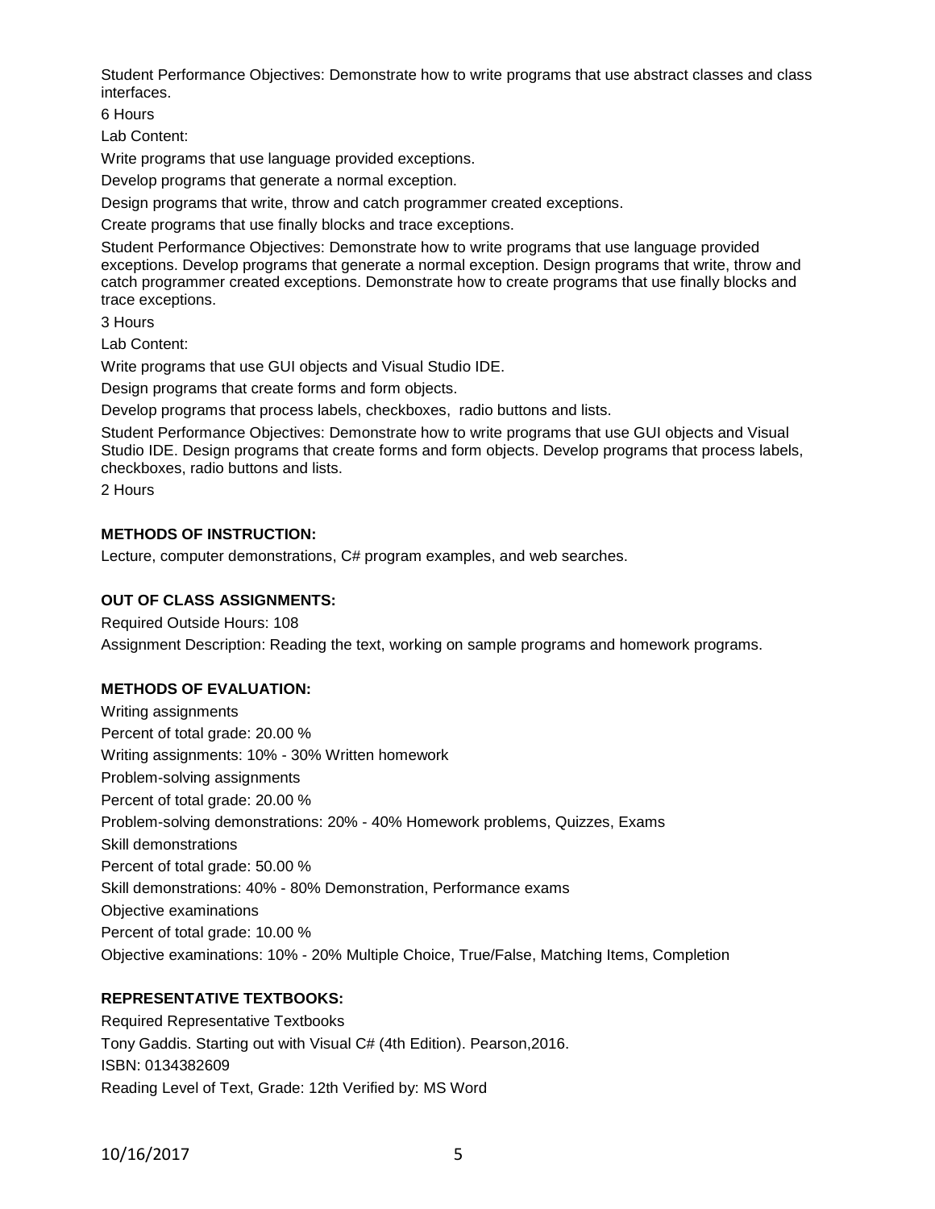Student Performance Objectives: Demonstrate how to write programs that use abstract classes and class interfaces.

6 Hours

Lab Content:

Write programs that use language provided exceptions.

Develop programs that generate a normal exception.

Design programs that write, throw and catch programmer created exceptions.

Create programs that use finally blocks and trace exceptions.

Student Performance Objectives: Demonstrate how to write programs that use language provided exceptions. Develop programs that generate a normal exception. Design programs that write, throw and catch programmer created exceptions. Demonstrate how to create programs that use finally blocks and trace exceptions.

3 Hours

Lab Content:

Write programs that use GUI objects and Visual Studio IDE.

Design programs that create forms and form objects.

Develop programs that process labels, checkboxes, radio buttons and lists.

Student Performance Objectives: Demonstrate how to write programs that use GUI objects and Visual Studio IDE. Design programs that create forms and form objects. Develop programs that process labels, checkboxes, radio buttons and lists.

2 Hours

**METHODS OF INSTRUCTION:**

Lecture, computer demonstrations, C# program examples, and web searches.

**OUT OF CLASS ASSIGNMENTS:**

Required Outside Hours: 108

Assignment Description: Reading the text, working on sample programs and homework programs.

**METHODS OF EVALUATION:**

Writing assignments

Percent of total grade: 20.00 %

Writing assignments: 10% - 30% Written homework

Problem-solving assignments

Percent of total grade: 20.00 %

Problem-solving demonstrations: 20% - 40% Homework problems, Quizzes, Exams

Skill demonstrations

Percent of total grade: 50.00 %

Skill demonstrations: 40% - 80% Demonstration, Performance exams

Objective examinations

Percent of total grade: 10.00 %

Objective examinations: 10% - 20% Multiple Choice, True/False, Matching Items, Completion

**REPRESENTATIVE TEXTBOOKS:**

Required Representative Textbooks

Tony Gaddis. Starting out with Visual C# (4th Edition). Pearson,2016.

ISBN: 0134382609

Reading Level of Text, Grade: 12th Verified by: MS Word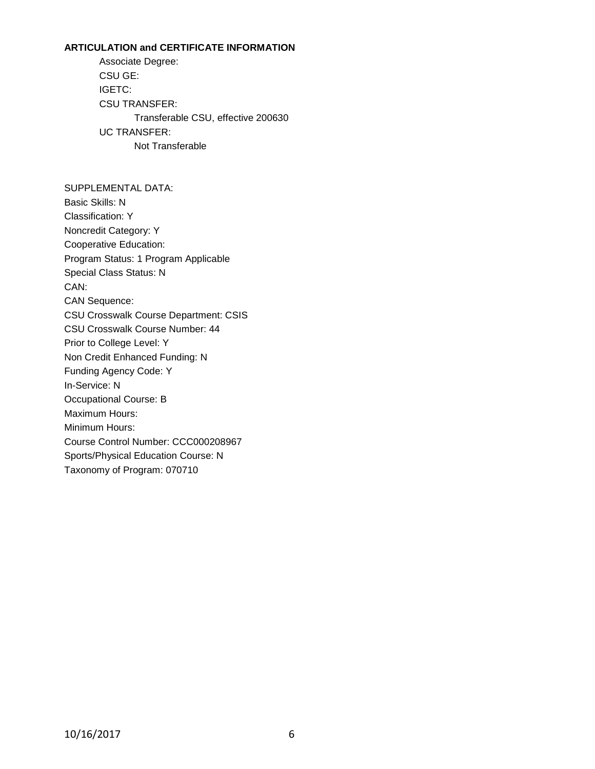**ARTICULATION and CERTIFICATE INFORMATION**

Associate Degree:
CSU GE:
IGETC:
CSU TRANSFER:
Transferable CSU, effective 200630
UC TRANSFER:
Not Transferable

SUPPLEMENTAL DATA:
Basic Skills: N
Classification: Y
Noncredit Category: Y
Cooperative Education:
Program Status: 1 Program Applicable
Special Class Status: N
CAN:
CAN Sequence:
CSU Crosswalk Course Department: CSIS
CSU Crosswalk Course Number: 44
Prior to College Level: Y
Non Credit Enhanced Funding: N
Funding Agency Code: Y
In-Service: N
Occupational Course: B
Maximum Hours:
Minimum Hours:
Course Control Number: CCC000208967
Sports/Physical Education Course: N
Taxonomy of Program: 070710